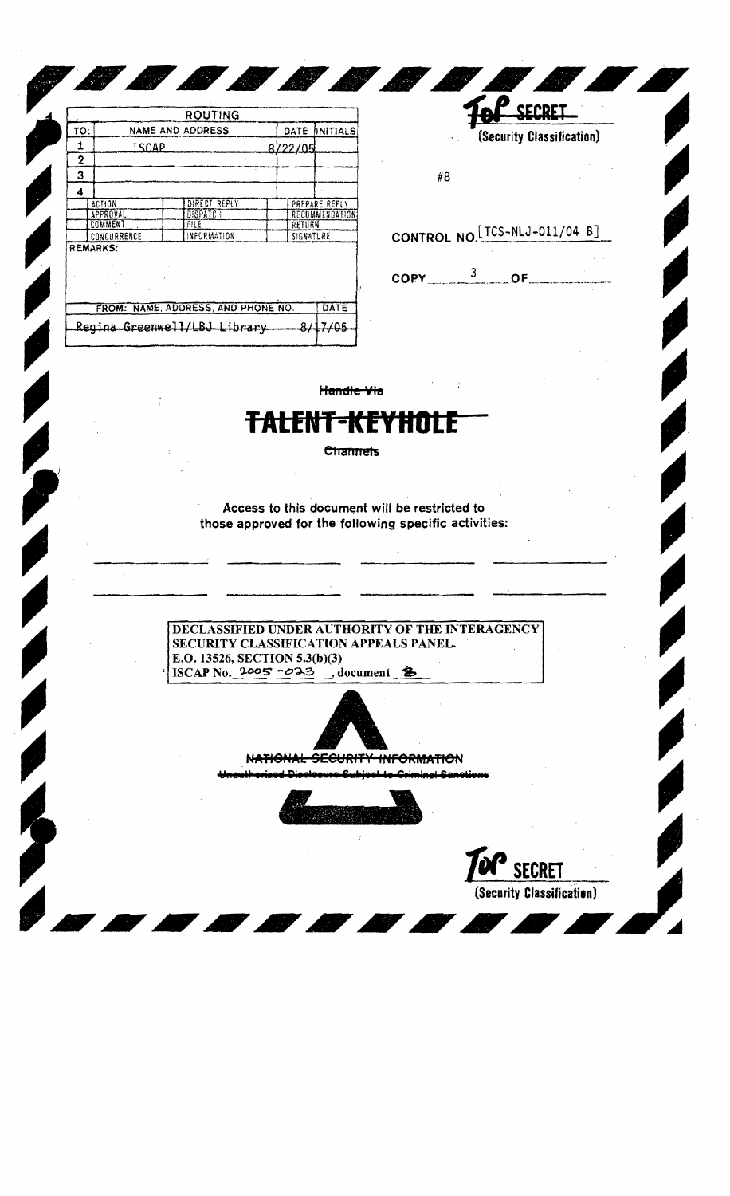| ROUTING | | | |
|---|---|---|---|
| TO: | NAME AND ADDRESS | DATE | INITIALS |
| 1 | ISCAP | 8/22/05 | |
| 2 | | | |
| 3 | | | |
| 4 | | | |
| ACTION | DIRECT REPLY | PREPARE REPLY | |
| APPROVAL | DISPATCH | RECOMMENDATION | |
| COMMENT | FILE | RETURN | |
| CONCURRENCE | INFORMATION | SIGNATURE | |
| REMARKS: | | | |
| FROM: NAME, ADDRESS, AND PHONE NO. | | DATE | |
| Regina Greenwell/LBJ Library | | 8/17/05 | |

~~TOP SECRET~~

(Security Classification)

#8

CONTROL NO. [TCS-NLJ-011/04 B]

COPY 3 OF

~~Handle Via~~

# ~~TALENT-KEYHOLE~~

~~Channels~~

Access to this document will be restricted to those approved for the following specific activities:

DECLASSIFIED UNDER AUTHORITY OF THE INTERAGENCY SECURITY CLASSIFICATION APPEALS PANEL.
E.O. 13526, SECTION 5.3(b)(3)
ISCAP No. 2005-023, document 8

~~NATIONAL SECURITY INFORMATION~~

~~Unauthorized Disclosure Subject to Criminal Sanctions~~

TOP SECRET

(Security Classification)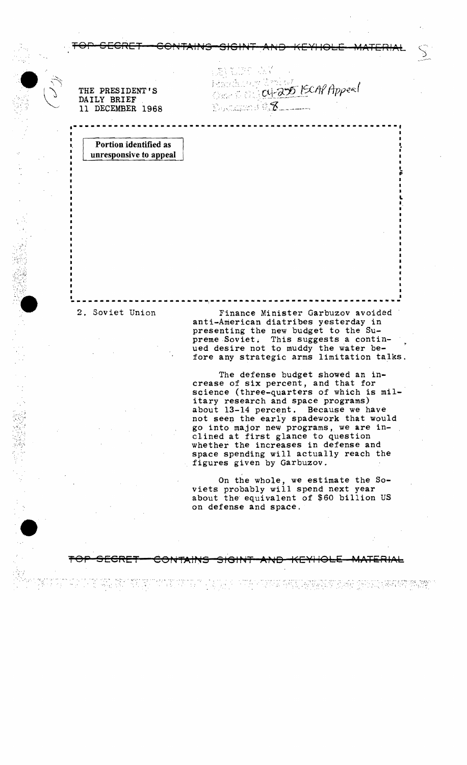TOP SECRET — CONTAINS SIGINT AND KEYHOLE MATERIAL

THE PRESIDENT'S DAILY BRIEF
11 DECEMBER 1968

Portion identified as unresponsive to appeal

2. Soviet Union

Finance Minister Garbuzov avoided anti-American diatribes yesterday in presenting the new budget to the Supreme Soviet. This suggests a continued desire not to muddy the water before any strategic arms limitation talks.

The defense budget showed an increase of six percent, and that for science (three-quarters of which is military research and space programs) about 13-14 percent. Because we have not seen the early spadework that would go into major new programs, we are inclined at first glance to question whether the increases in defense and space spending will actually reach the figures given by Garbuzov.

On the whole, we estimate the Soviets probably will spend next year about the equivalent of $60 billion US on defense and space.

TOP SECRET — CONTAINS SIGINT AND KEYHOLE MATERIAL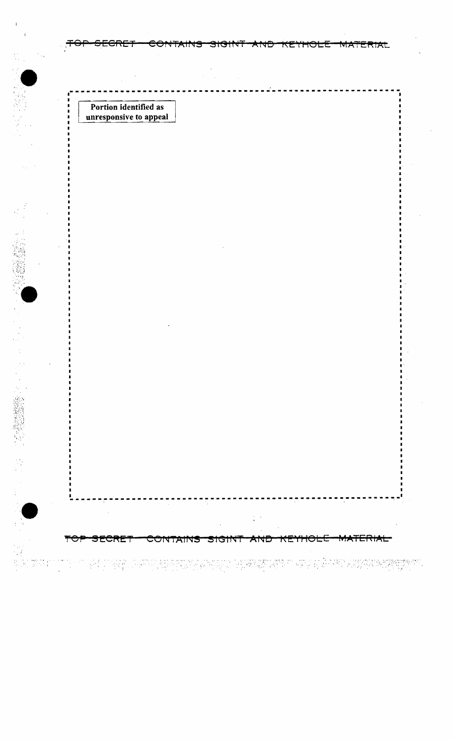Portion identified as unresponsive to appeal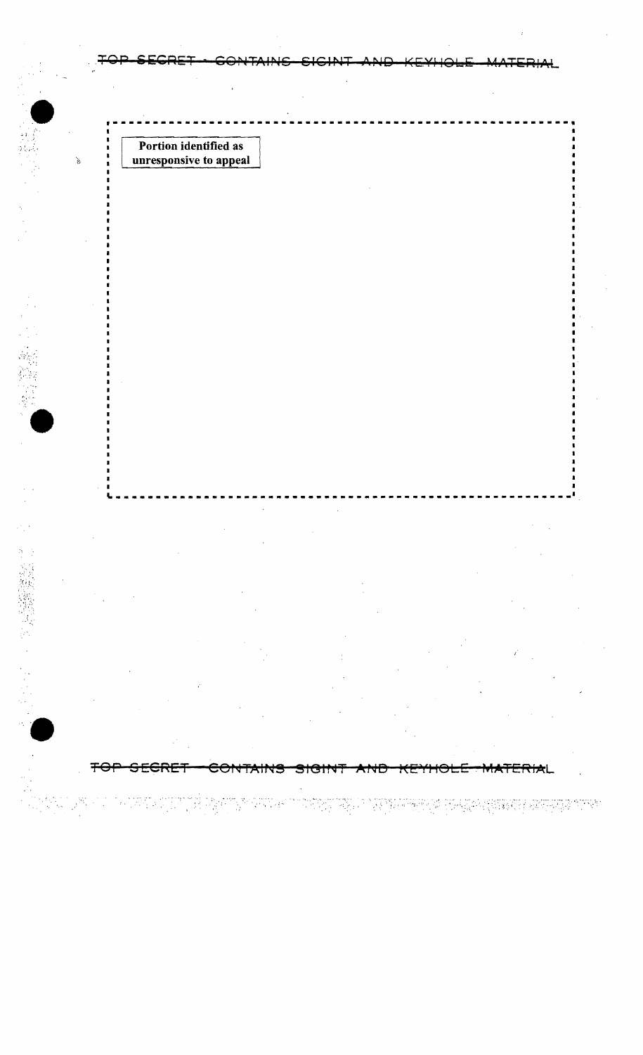Portion identified as unresponsive to appeal